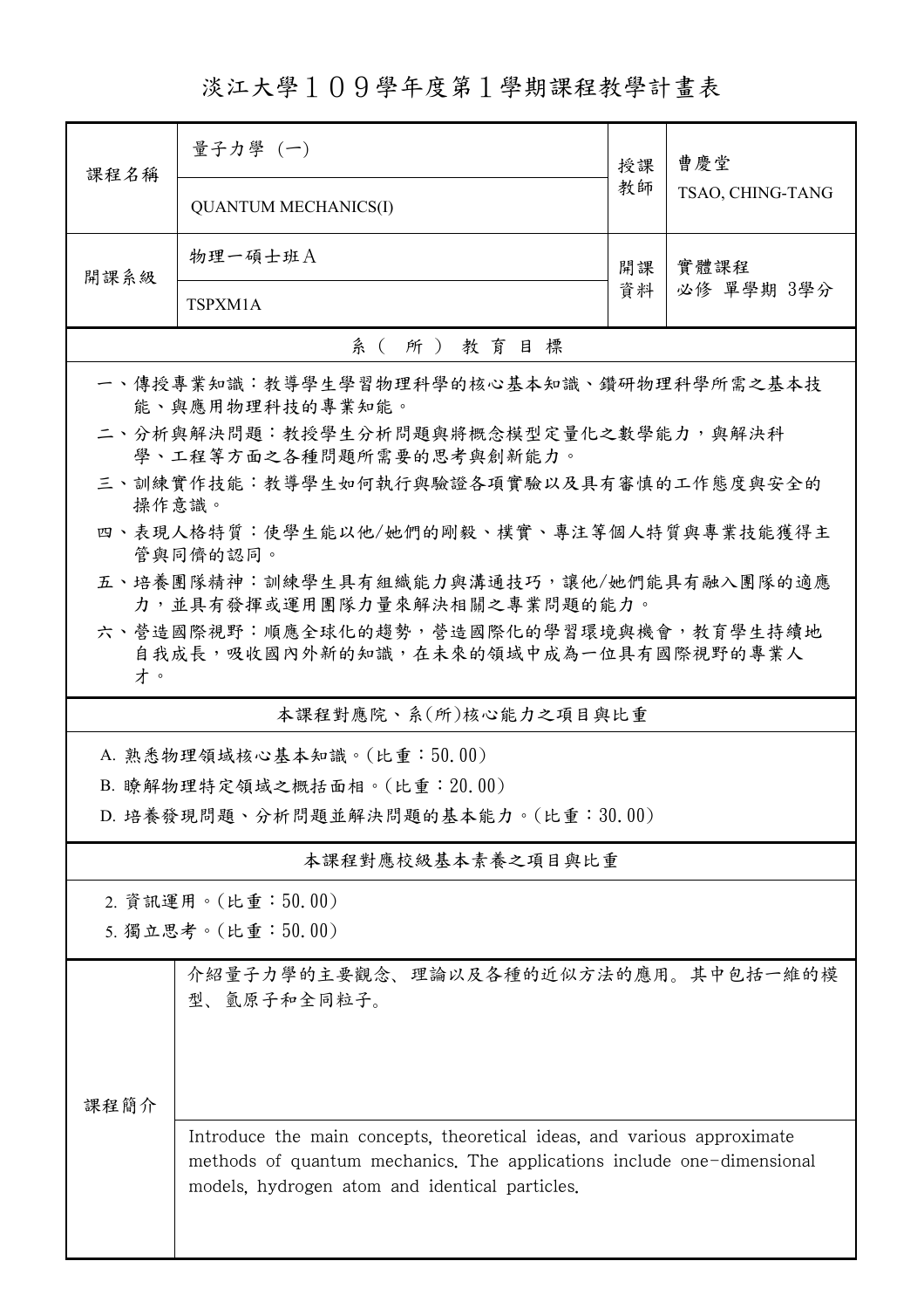# 淡江大學１０９學年度第１學期課程教學計畫表

| 課程名稱 | 量子力學（一） | 授課教師 | 曹慶堂 |
|---|---|---|---|
| | QUANTUM MECHANICS(I) | | TSAO, CHING-TANG |
| 開課系級 | 物理一碩士班Ａ | 開課資料 | 實體課程<br>必修 單學期 3學分 |
| | TSPXM1A | | |

## 系（所）教育目標

一、傳授專業知識：教導學生學習物理科學的核心基本知識、鑽研物理科學所需之基本技能、與應用物理科技的專業知能。

二、分析與解決問題：教授學生分析問題與將概念模型定量化之數學能力，與解決科學、工程等方面之各種問題所需要的思考與創新能力。

三、訓練實作技能：教導學生如何執行與驗證各項實驗以及具有審慎的工作態度與安全的操作意識。

四、表現人格特質：使學生能以他/她們的剛毅、樸實、專注等個人特質與專業技能獲得主管與同儕的認同。

五、培養團隊精神：訓練學生具有組織能力與溝通技巧，讓他/她們能具有融入團隊的適應力，並具有發揮或運用團隊力量來解決相關之專業問題的能力。

六、營造國際視野：順應全球化的趨勢，營造國際化的學習環境與機會，教育學生持續地自我成長，吸收國內外新的知識，在未來的領域中成為一位具有國際視野的專業人才。

## 本課程對應院、系(所)核心能力之項目與比重

A. 熟悉物理領域核心基本知識。(比重：50.00)

B. 瞭解物理特定領域之概括面相。(比重：20.00)

D. 培養發現問題、分析問題並解決問題的基本能力。(比重：30.00)

## 本課程對應校級基本素養之項目與比重

2. 資訊運用。(比重：50.00)

5. 獨立思考。(比重：50.00)

## 課程簡介

介紹量子力學的主要觀念、理論以及各種的近似方法的應用。其中包括一維的模型、氫原子和全同粒子。

Introduce the main concepts, theoretical ideas, and various approximate methods of quantum mechanics. The applications include one-dimensional models, hydrogen atom and identical particles.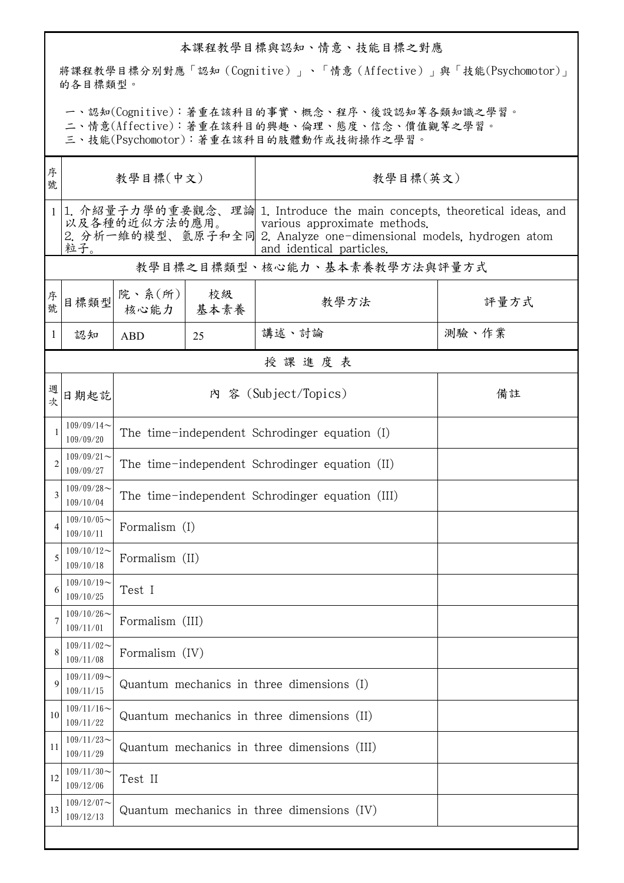## 本課程教學目標與認知、情意、技能目標之對應

將課程教學目標分別對應「認知（Cognitive）」、「情意（Affective）」與「技能(Psychomotor)」的各目標類型。

一、認知(Cognitive)：著重在該科目的事實、概念、程序、後設認知等各類知識之學習。
二、情意(Affective)：著重在該科目的興趣、倫理、態度、信念、價值觀等之學習。
三、技能(Psychomotor)：著重在該科目的肢體動作或技術操作之學習。

| 序號 | 教學目標(中文) | 教學目標(英文) |
|---|---|---|
| 1 | 1. 介紹量子力學的重要觀念、理論以及各種的近似方法的應用。 2. 分析一維的模型、氫原子和全同粒子。 | 1. Introduce the main concepts, theoretical ideas, and various approximate methods. 2. Analyze one-dimensional models, hydrogen atom and identical particles. |

## 教學目標之目標類型、核心能力、基本素養教學方法與評量方式

| 序號 | 目標類型 | 院、系(所)核心能力 | 校級基本素養 | 教學方法 | 評量方式 |
|---|---|---|---|---|---|
| 1 | 認知 | ABD | 25 | 講述、討論 | 測驗、作業 |

## 授課進度表

| 週次 | 日期起訖 | 內 容 (Subject/Topics) | 備註 |
|---|---|---|---|
| 1 | 109/09/14～109/09/20 | The time-independent Schrodinger equation (I) | |
| 2 | 109/09/21～109/09/27 | The time-independent Schrodinger equation (II) | |
| 3 | 109/09/28～109/10/04 | The time-independent Schrodinger equation (III) | |
| 4 | 109/10/05～109/10/11 | Formalism (I) | |
| 5 | 109/10/12～109/10/18 | Formalism (II) | |
| 6 | 109/10/19～109/10/25 | Test I | |
| 7 | 109/10/26～109/11/01 | Formalism (III) | |
| 8 | 109/11/02～109/11/08 | Formalism (IV) | |
| 9 | 109/11/09～109/11/15 | Quantum mechanics in three dimensions (I) | |
| 10 | 109/11/16～109/11/22 | Quantum mechanics in three dimensions (II) | |
| 11 | 109/11/23～109/11/29 | Quantum mechanics in three dimensions (III) | |
| 12 | 109/11/30～109/12/06 | Test II | |
| 13 | 109/12/07～109/12/13 | Quantum mechanics in three dimensions (IV) | |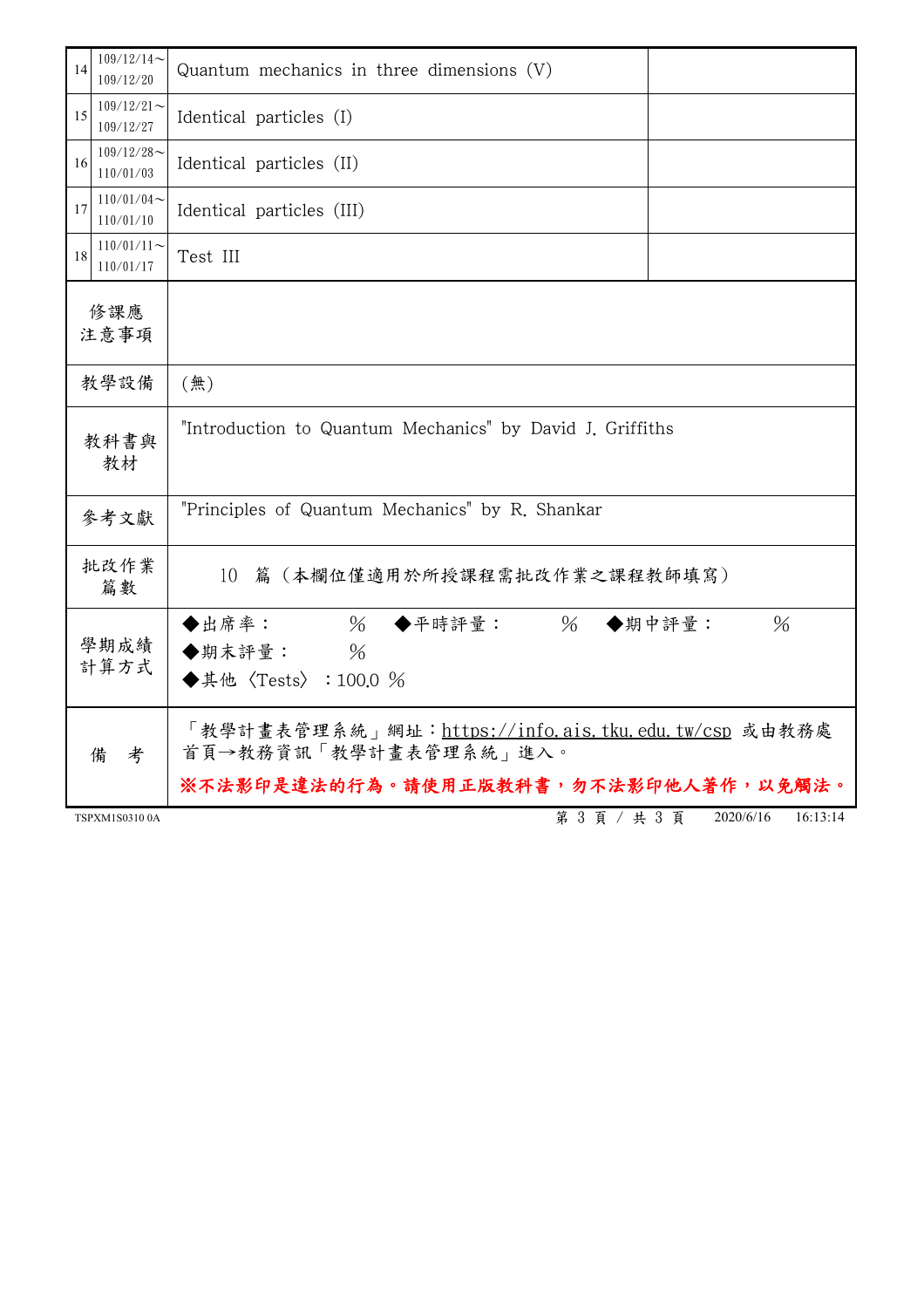| | | | |
|---|---|---|---|
| 14 | 109/12/14～<br>109/12/20 | Quantum mechanics in three dimensions (V) | |
| 15 | 109/12/21～<br>109/12/27 | Identical particles (I) | |
| 16 | 109/12/28～<br>110/01/03 | Identical particles (II) | |
| 17 | 110/01/04～<br>110/01/10 | Identical particles (III) | |
| 18 | 110/01/11～<br>110/01/17 | Test III | |

| | |
|---|---|
| 修課應注意事項 | |
| 教學設備 | (無) |
| 教科書與教材 | "Introduction to Quantum Mechanics" by David J. Griffiths |
| 參考文獻 | "Principles of Quantum Mechanics" by R. Shankar |
| 批改作業篇數 | 10 篇（本欄位僅適用於所授課程需批改作業之課程教師填寫） |
| 學期成績計算方式 | ◆出席率：　%　◆平時評量：　%　◆期中評量：　%<br>◆期末評量：　%<br>◆其他〈Tests〉：100.0 % |
| 備　考 | 「教學計畫表管理系統」網址：https://info.ais.tku.edu.tw/csp 或由教務處首頁→教務資訊「教學計畫表管理系統」進入。<br>**※不法影印是違法的行為。請使用正版教科書，勿不法影印他人著作，以免觸法。** |

TSPXM1S0310 0A　　2020/6/16　16:13:14